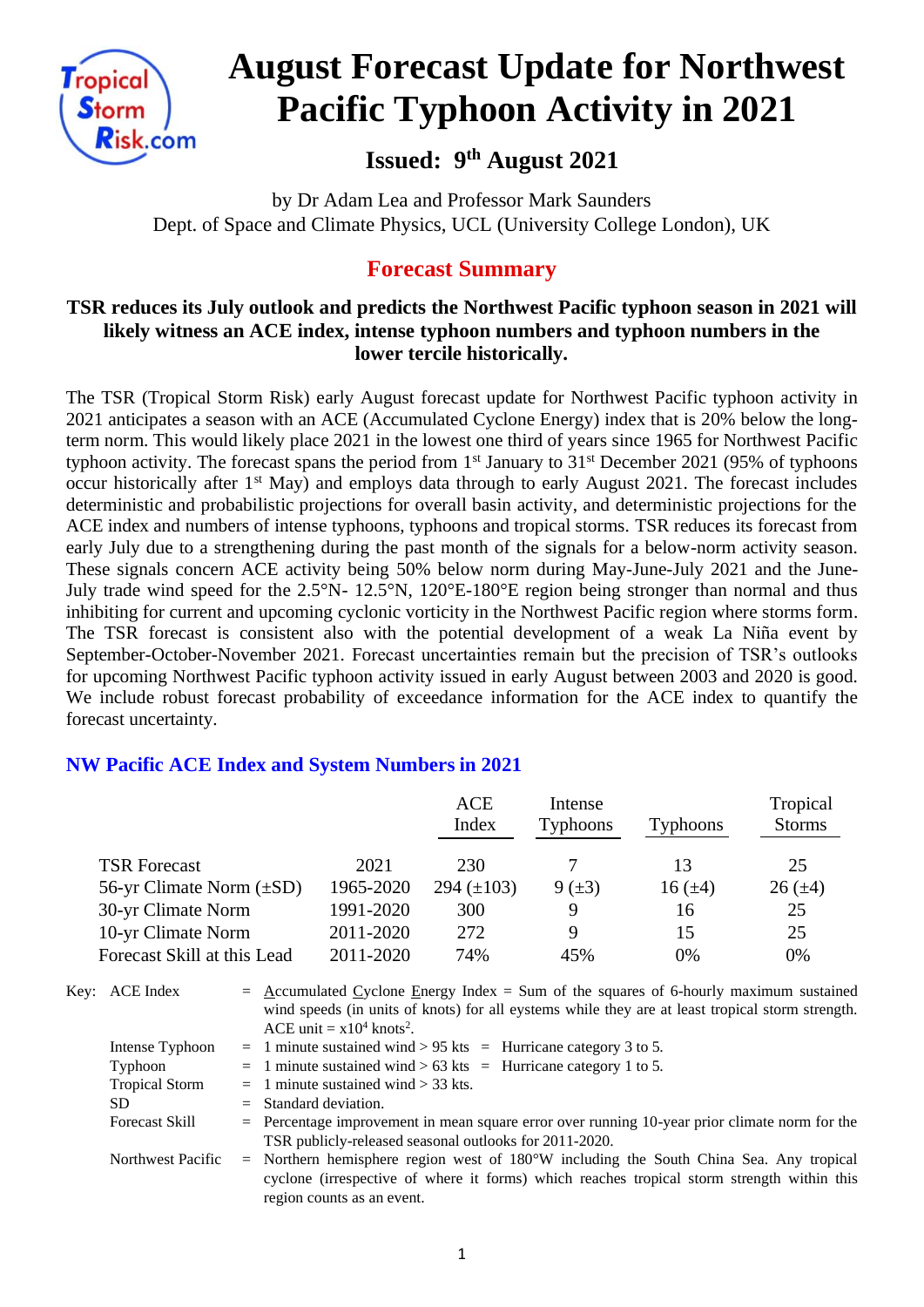# August Forecast Update for Northwest Pacific Typhoon Activity in 2021

## Issued: 9th August 2021

by Dr Adam Lea and Professor Mark Saunders
Dept. of Space and Climate Physics, UCL (University College London), UK

## Forecast Summary

**TSR reduces its July outlook and predicts the Northwest Pacific typhoon season in 2021 will likely witness an ACE index, intense typhoon numbers and typhoon numbers in the lower tercile historically.**

The TSR (Tropical Storm Risk) early August forecast update for Northwest Pacific typhoon activity in 2021 anticipates a season with an ACE (Accumulated Cyclone Energy) index that is 20% below the long-term norm. This would likely place 2021 in the lowest one third of years since 1965 for Northwest Pacific typhoon activity. The forecast spans the period from 1st January to 31st December 2021 (95% of typhoons occur historically after 1st May) and employs data through to early August 2021. The forecast includes deterministic and probabilistic projections for overall basin activity, and deterministic projections for the ACE index and numbers of intense typhoons, typhoons and tropical storms. TSR reduces its forecast from early July due to a strengthening during the past month of the signals for a below-norm activity season. These signals concern ACE activity being 50% below norm during May-June-July 2021 and the June-July trade wind speed for the 2.5°N- 12.5°N, 120°E-180°E region being stronger than normal and thus inhibiting for current and upcoming cyclonic vorticity in the Northwest Pacific region where storms form. The TSR forecast is consistent also with the potential development of a weak La Niña event by September-October-November 2021. Forecast uncertainties remain but the precision of TSR's outlooks for upcoming Northwest Pacific typhoon activity issued in early August between 2003 and 2020 is good. We include robust forecast probability of exceedance information for the ACE index to quantify the forecast uncertainty.

### NW Pacific ACE Index and System Numbers in 2021

| | | ACE Index | Intense Typhoons | Typhoons | Tropical Storms |
|---|---|---|---|---|---|
| TSR Forecast | 2021 | 230 | 7 | 13 | 25 |
| 56-yr Climate Norm (±SD) | 1965-2020 | 294 (±103) | 9 (±3) | 16 (±4) | 26 (±4) |
| 30-yr Climate Norm | 1991-2020 | 300 | 9 | 16 | 25 |
| 10-yr Climate Norm | 2011-2020 | 272 | 9 | 15 | 25 |
| Forecast Skill at this Lead | 2011-2020 | 74% | 45% | 0% | 0% |

Key:
- ACE Index = Accumulated Cyclone Energy Index = Sum of the squares of 6-hourly maximum sustained wind speeds (in units of knots) for all systems while they are at least tropical storm strength. ACE unit = $x10^4$ knots$^2$.
- Intense Typhoon = 1 minute sustained wind > 95 kts = Hurricane category 3 to 5.
- Typhoon = 1 minute sustained wind > 63 kts = Hurricane category 1 to 5.
- Tropical Storm = 1 minute sustained wind > 33 kts.
- SD = Standard deviation.
- Forecast Skill = Percentage improvement in mean square error over running 10-year prior climate norm for the TSR publicly-released seasonal outlooks for 2011-2020.
- Northwest Pacific = Northern hemisphere region west of 180°W including the South China Sea. Any tropical cyclone (irrespective of where it forms) which reaches tropical storm strength within this region counts as an event.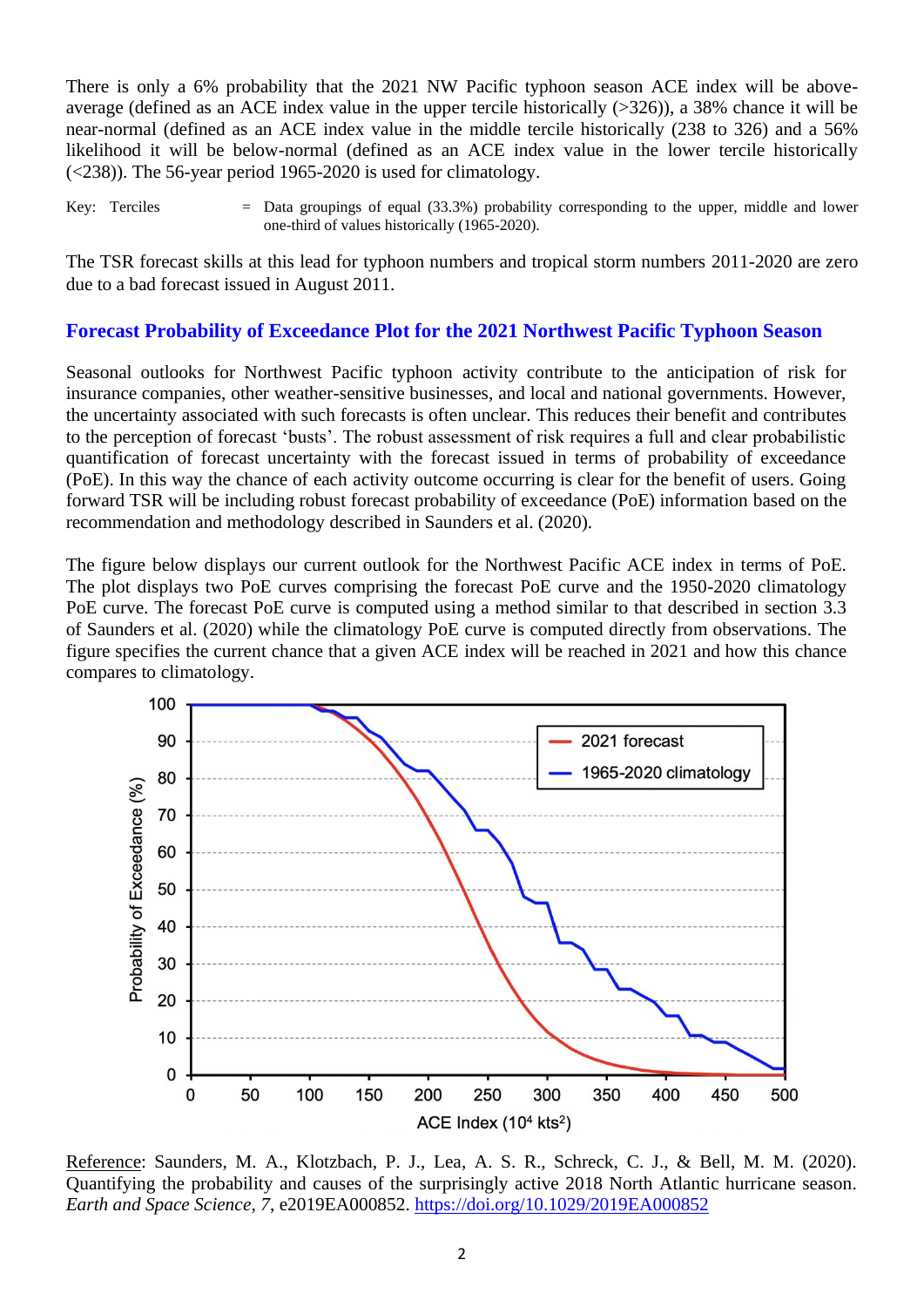There is only a 6% probability that the 2021 NW Pacific typhoon season ACE index will be above-average (defined as an ACE index value in the upper tercile historically (>326)), a 38% chance it will be near-normal (defined as an ACE index value in the middle tercile historically (238 to 326) and a 56% likelihood it will be below-normal (defined as an ACE index value in the lower tercile historically (<238)). The 56-year period 1965-2020 is used for climatology.

Key: Terciles = Data groupings of equal (33.3%) probability corresponding to the upper, middle and lower one-third of values historically (1965-2020).

The TSR forecast skills at this lead for typhoon numbers and tropical storm numbers 2011-2020 are zero due to a bad forecast issued in August 2011.

## Forecast Probability of Exceedance Plot for the 2021 Northwest Pacific Typhoon Season

Seasonal outlooks for Northwest Pacific typhoon activity contribute to the anticipation of risk for insurance companies, other weather-sensitive businesses, and local and national governments. However, the uncertainty associated with such forecasts is often unclear. This reduces their benefit and contributes to the perception of forecast 'busts'. The robust assessment of risk requires a full and clear probabilistic quantification of forecast uncertainty with the forecast issued in terms of probability of exceedance (PoE). In this way the chance of each activity outcome occurring is clear for the benefit of users. Going forward TSR will be including robust forecast probability of exceedance (PoE) information based on the recommendation and methodology described in Saunders et al. (2020).

The figure below displays our current outlook for the Northwest Pacific ACE index in terms of PoE. The plot displays two PoE curves comprising the forecast PoE curve and the 1950-2020 climatology PoE curve. The forecast PoE curve is computed using a method similar to that described in section 3.3 of Saunders et al. (2020) while the climatology PoE curve is computed directly from observations. The figure specifies the current chance that a given ACE index will be reached in 2021 and how this chance compares to climatology.

Reference: Saunders, M. A., Klotzbach, P. J., Lea, A. S. R., Schreck, C. J., & Bell, M. M. (2020). Quantifying the probability and causes of the surprisingly active 2018 North Atlantic hurricane season. *Earth and Space Science*, *7*, e2019EA000852. https://doi.org/10.1029/2019EA000852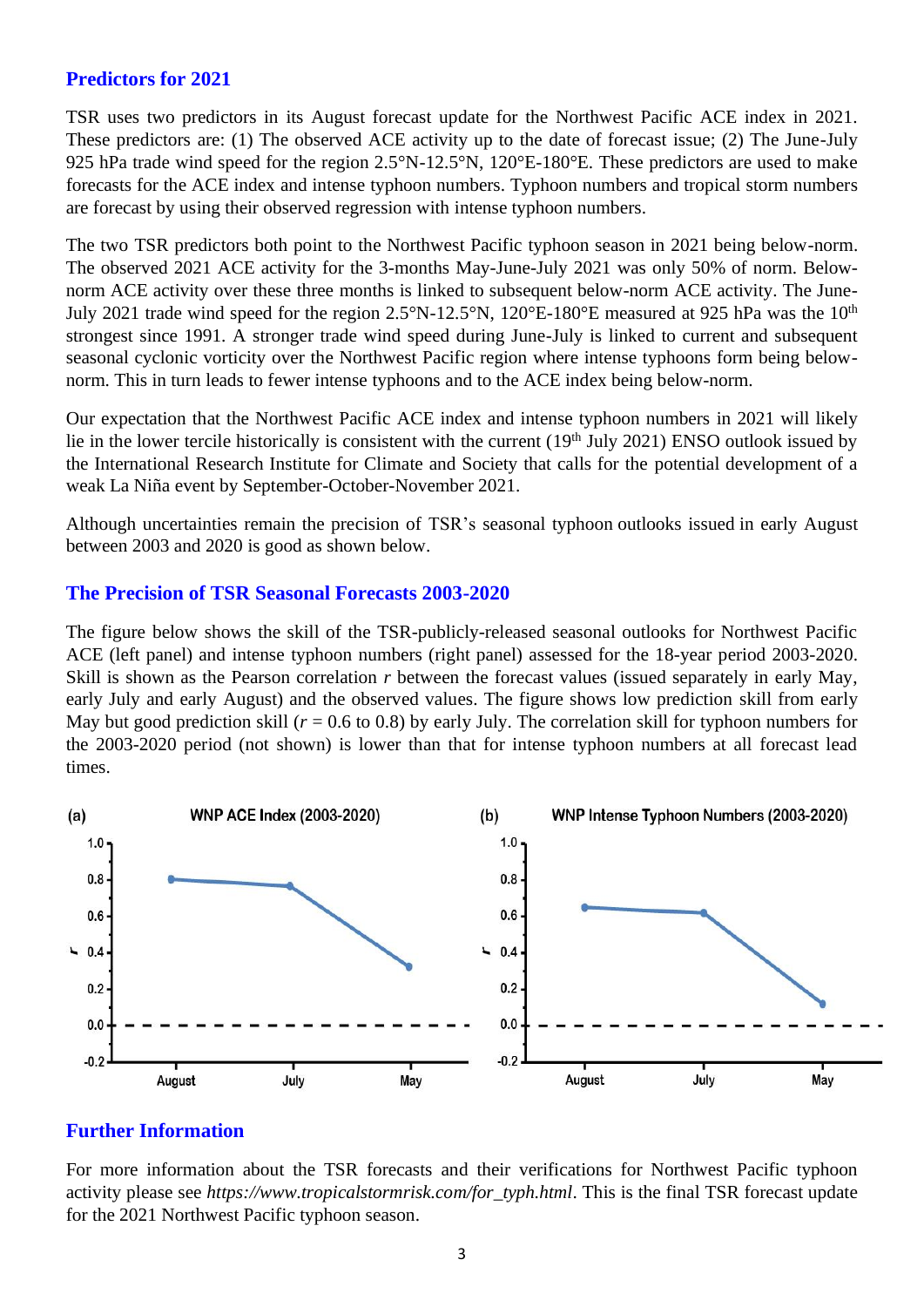## Predictors for 2021

TSR uses two predictors in its August forecast update for the Northwest Pacific ACE index in 2021. These predictors are: (1) The observed ACE activity up to the date of forecast issue; (2) The June-July 925 hPa trade wind speed for the region 2.5°N-12.5°N, 120°E-180°E. These predictors are used to make forecasts for the ACE index and intense typhoon numbers. Typhoon numbers and tropical storm numbers are forecast by using their observed regression with intense typhoon numbers.

The two TSR predictors both point to the Northwest Pacific typhoon season in 2021 being below-norm. The observed 2021 ACE activity for the 3-months May-June-July 2021 was only 50% of norm. Below-norm ACE activity over these three months is linked to subsequent below-norm ACE activity. The June-July 2021 trade wind speed for the region 2.5°N-12.5°N, 120°E-180°E measured at 925 hPa was the 10th strongest since 1991. A stronger trade wind speed during June-July is linked to current and subsequent seasonal cyclonic vorticity over the Northwest Pacific region where intense typhoons form being below-norm. This in turn leads to fewer intense typhoons and to the ACE index being below-norm.

Our expectation that the Northwest Pacific ACE index and intense typhoon numbers in 2021 will likely lie in the lower tercile historically is consistent with the current (19th July 2021) ENSO outlook issued by the International Research Institute for Climate and Society that calls for the potential development of a weak La Niña event by September-October-November 2021.

Although uncertainties remain the precision of TSR's seasonal typhoon outlooks issued in early August between 2003 and 2020 is good as shown below.

## The Precision of TSR Seasonal Forecasts 2003-2020

The figure below shows the skill of the TSR-publicly-released seasonal outlooks for Northwest Pacific ACE (left panel) and intense typhoon numbers (right panel) assessed for the 18-year period 2003-2020. Skill is shown as the Pearson correlation *r* between the forecast values (issued separately in early May, early July and early August) and the observed values. The figure shows low prediction skill from early May but good prediction skill ($r$ = 0.6 to 0.8) by early July. The correlation skill for typhoon numbers for the 2003-2020 period (not shown) is lower than that for intense typhoon numbers at all forecast lead times.

## Further Information

For more information about the TSR forecasts and their verifications for Northwest Pacific typhoon activity please see *https://www.tropicalstormrisk.com/for_typh.html*. This is the final TSR forecast update for the 2021 Northwest Pacific typhoon season.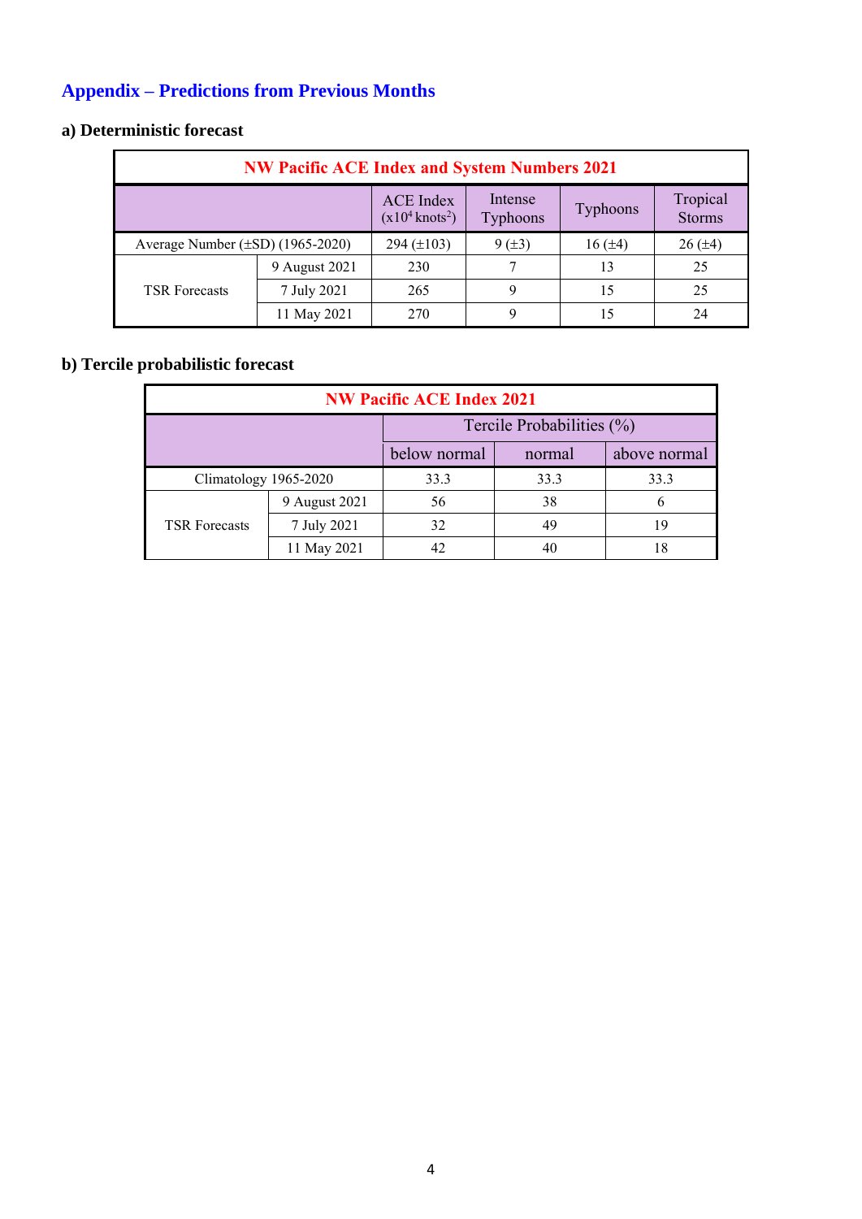## Appendix – Predictions from Previous Months

### a) Deterministic forecast

| NW Pacific ACE Index and System Numbers 2021 | | | | | |
|---|---|---|---|---|---|
| | | ACE Index ($x10^4$ knots$^2$) | Intense Typhoons | Typhoons | Tropical Storms |
| Average Number (±SD) (1965-2020) | | 294 (±103) | 9 (±3) | 16 (±4) | 26 (±4) |
| TSR Forecasts | 9 August 2021 | 230 | 7 | 13 | 25 |
| | 7 July 2021 | 265 | 9 | 15 | 25 |
| | 11 May 2021 | 270 | 9 | 15 | 24 |

### b) Tercile probabilistic forecast

| NW Pacific ACE Index 2021 | | | | |
|---|---|---|---|---|
| | | Tercile Probabilities (%) | | |
| | | below normal | normal | above normal |
| Climatology 1965-2020 | | 33.3 | 33.3 | 33.3 |
| TSR Forecasts | 9 August 2021 | 56 | 38 | 6 |
| | 7 July 2021 | 32 | 49 | 19 |
| | 11 May 2021 | 42 | 40 | 18 |